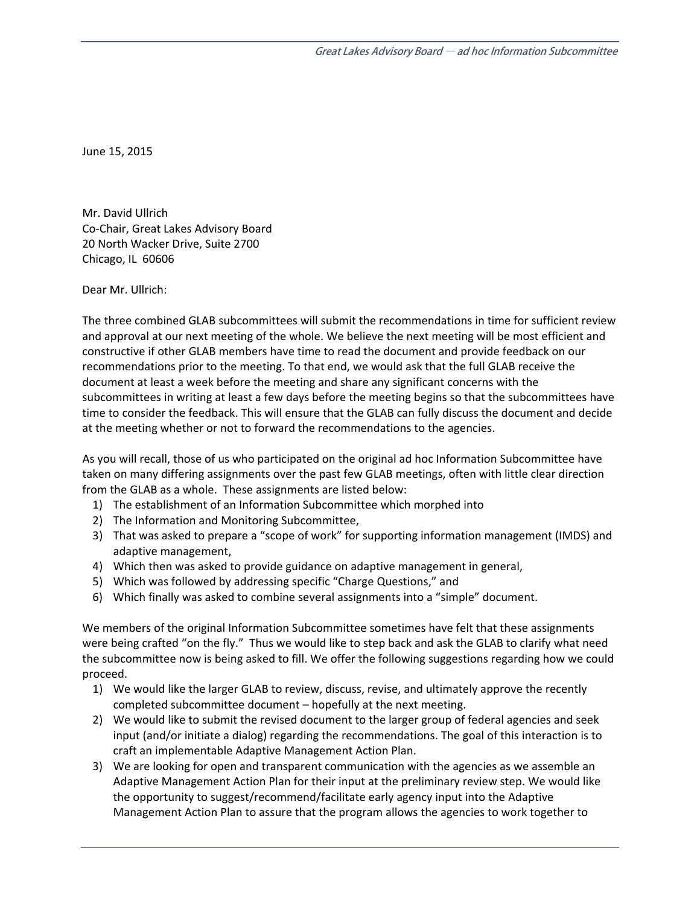June 15, 2015

Mr. David Ullrich  
Co-Chair, Great Lakes Advisory Board  
20 North Wacker Drive, Suite 2700  
Chicago, IL 60606

Dear Mr. Ullrich:

The three combined GLAB subcommittees will submit the recommendations in time for sufficient review and approval at our next meeting of the whole. We believe the next meeting will be most efficient and constructive if other GLAB members have time to read the document and provide feedback on our recommendations prior to the meeting. To that end, we would ask that the full GLAB receive the document at least a week before the meeting and share any significant concerns with the subcommittees in writing at least a few days before the meeting begins so that the subcommittees have time to consider the feedback. This will ensure that the GLAB can fully discuss the document and decide at the meeting whether or not to forward the recommendations to the agencies.

As you will recall, those of us who participated on the original ad hoc Information Subcommittee have taken on many differing assignments over the past few GLAB meetings, often with little clear direction from the GLAB as a whole. These assignments are listed below:

1) The establishment of an Information Subcommittee which morphed into
2) The Information and Monitoring Subcommittee,
3) That was asked to prepare a "scope of work" for supporting information management (IMDS) and adaptive management,
4) Which then was asked to provide guidance on adaptive management in general,
5) Which was followed by addressing specific "Charge Questions," and
6) Which finally was asked to combine several assignments into a "simple" document.

We members of the original Information Subcommittee sometimes have felt that these assignments were being crafted "on the fly." Thus we would like to step back and ask the GLAB to clarify what need the subcommittee now is being asked to fill. We offer the following suggestions regarding how we could proceed.

1) We would like the larger GLAB to review, discuss, revise, and ultimately approve the recently completed subcommittee document – hopefully at the next meeting.
2) We would like to submit the revised document to the larger group of federal agencies and seek input (and/or initiate a dialog) regarding the recommendations. The goal of this interaction is to craft an implementable Adaptive Management Action Plan.
3) We are looking for open and transparent communication with the agencies as we assemble an Adaptive Management Action Plan for their input at the preliminary review step. We would like the opportunity to suggest/recommend/facilitate early agency input into the Adaptive Management Action Plan to assure that the program allows the agencies to work together to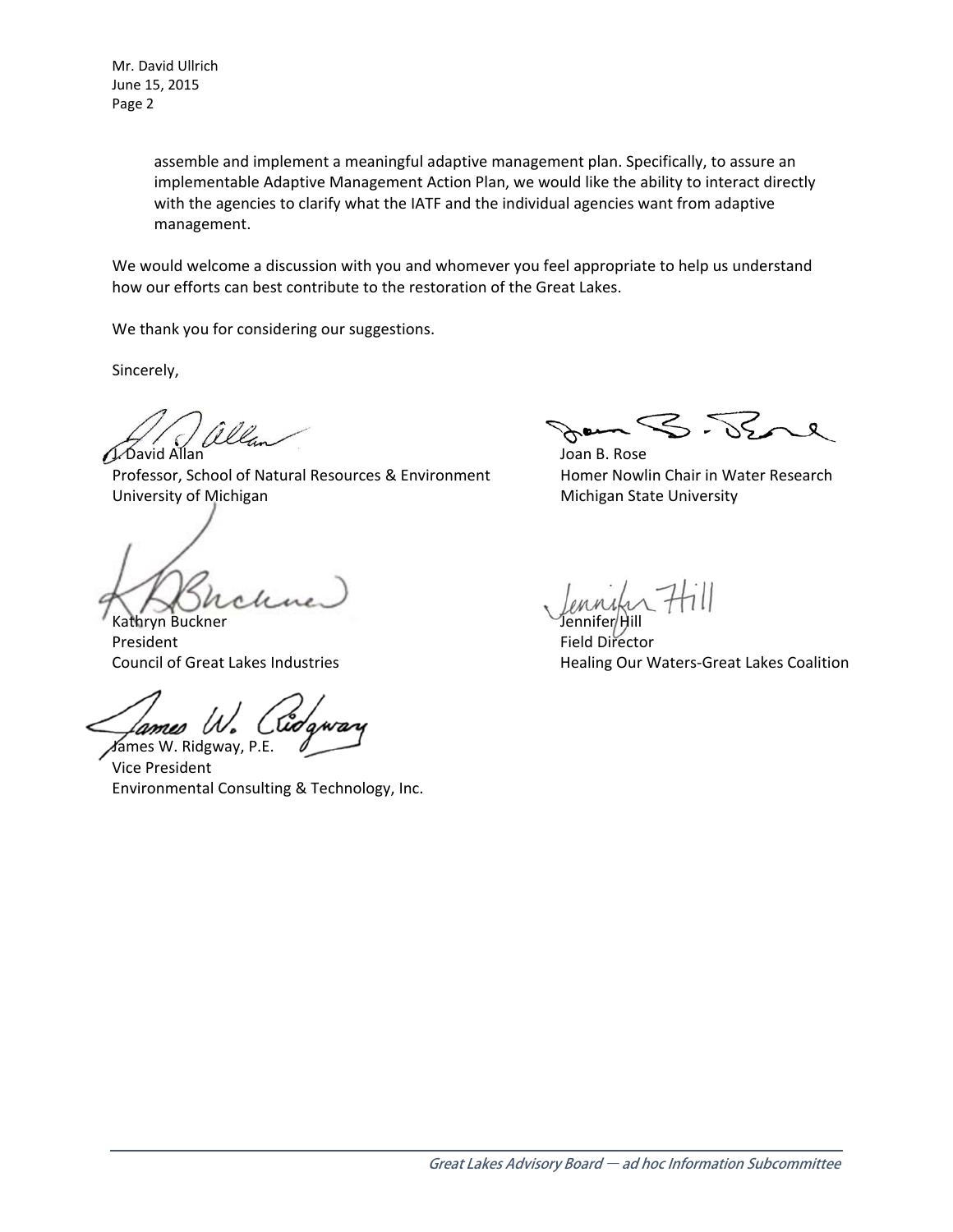assemble and implement a meaningful adaptive management plan. Specifically, to assure an implementable Adaptive Management Action Plan, we would like the ability to interact directly with the agencies to clarify what the IATF and the individual agencies want from adaptive management.

We would welcome a discussion with you and whomever you feel appropriate to help us understand how our efforts can best contribute to the restoration of the Great Lakes.

We thank you for considering our suggestions.

Sincerely,

J. David Allan
Professor, School of Natural Resources & Environment
University of Michigan

Joan B. Rose
Homer Nowlin Chair in Water Research
Michigan State University

Kathryn Buckner
President
Council of Great Lakes Industries

Jennifer Hill
Field Director
Healing Our Waters-Great Lakes Coalition

James W. Ridgway, P.E.
Vice President
Environmental Consulting & Technology, Inc.